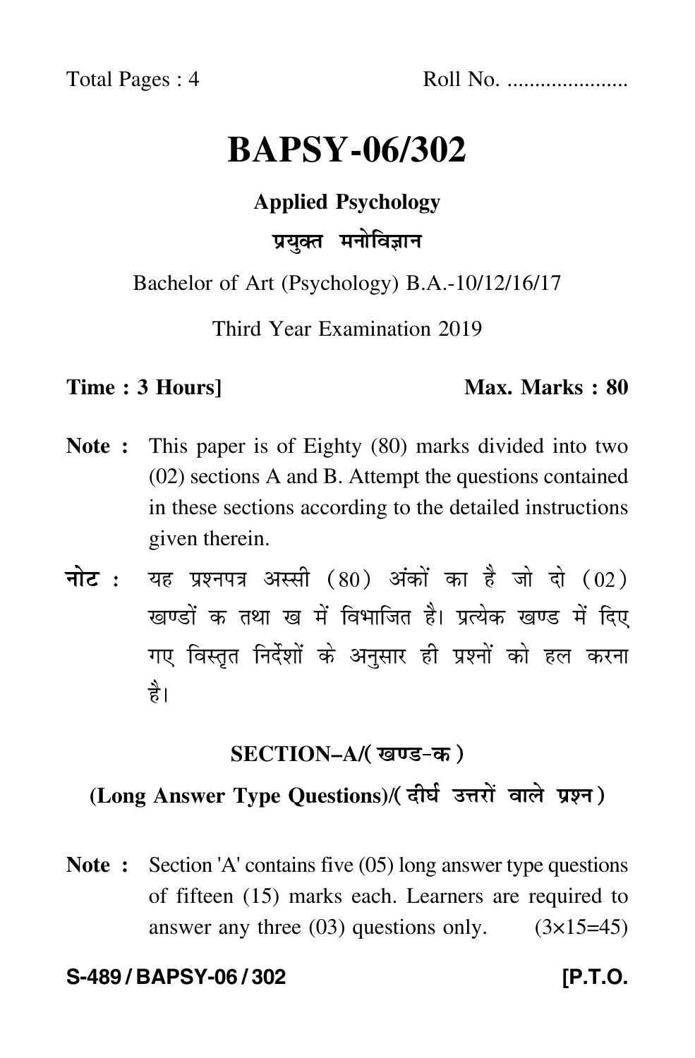Total Pages : 4 Roll No. .....................

# BAPSY-06/302

## Applied Psychology

## प्रयुक्त मनोविज्ञान

Bachelor of Art (Psychology) B.A.-10/12/16/17

Third Year Examination 2019

**Time : 3 Hours]** **Max. Marks : 80**

**Note :** This paper is of Eighty (80) marks divided into two (02) sections A and B. Attempt the questions contained in these sections according to the detailed instructions given therein.

**नोट :** यह प्रश्नपत्र अस्सी (80) अंकों का है जो दो (02) खण्डों क तथा ख में विभाजित है। प्रत्येक खण्ड में दिए गए विस्तृत निर्देशों के अनुसार ही प्रश्नों को हल करना है।

### SECTION–A/(खण्ड-क)

### (Long Answer Type Questions)/(दीर्घ उत्तरों वाले प्रश्न)

**Note :** Section 'A' contains five (05) long answer type questions of fifteen (15) marks each. Learners are required to answer any three (03) questions only. (3×15=45)

**S-489 / BAPSY-06 / 302** **[P.T.O.**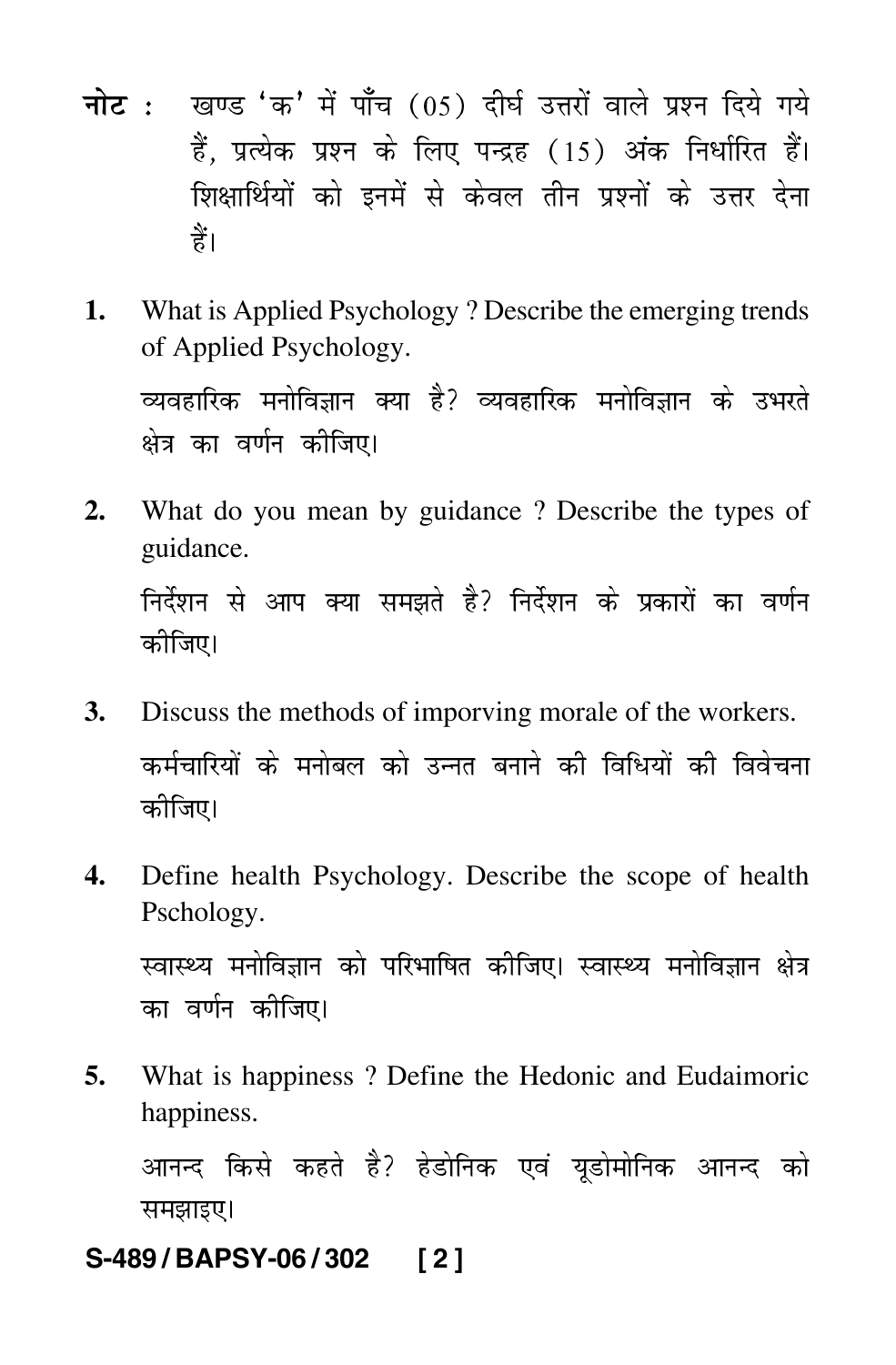**नोट :** खण्ड 'क' में पाँच (05) दीर्घ उत्तरों वाले प्रश्न दिये गये हैं, प्रत्येक प्रश्न के लिए पन्द्रह (15) अंक निर्धारित हैं। शिक्षार्थियों को इनमें से केवल तीन प्रश्नों के उत्तर देना हैं।

**1.** What is Applied Psychology ? Describe the emerging trends of Applied Psychology.

व्यवहारिक मनोविज्ञान क्या है? व्यवहारिक मनोविज्ञान के उभरते क्षेत्र का वर्णन कीजिए।

**2.** What do you mean by guidance ? Describe the types of guidance.

निर्देशन से आप क्या समझते है? निर्देशन के प्रकारों का वर्णन कीजिए।

**3.** Discuss the methods of imporving morale of the workers.

कर्मचारियों के मनोबल को उन्नत बनाने की विधियों की विवेचना कीजिए।

**4.** Define health Psychology. Describe the scope of health Pschology.

स्वास्थ्य मनोविज्ञान को परिभाषित कीजिए। स्वास्थ्य मनोविज्ञान क्षेत्र का वर्णन कीजिए।

**5.** What is happiness ? Define the Hedonic and Eudaimoric happiness.

आनन्द किसे कहते है? हेडोनिक एवं यूडोमोनिक आनन्द को समझाइए।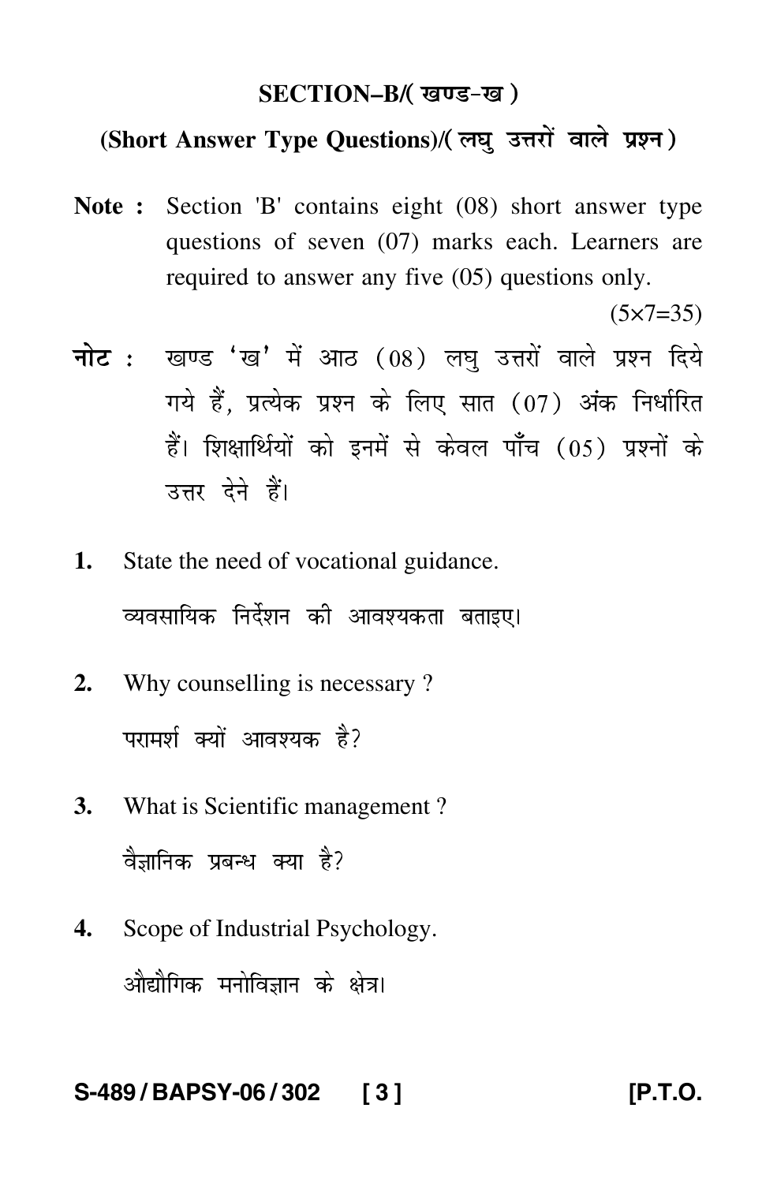## SECTION–B/( खण्ड–ख )

### (Short Answer Type Questions)/( लघु उत्तरों वाले प्रश्न )

**Note :** Section 'B' contains eight (08) short answer type questions of seven (07) marks each. Learners are required to answer any five (05) questions only.

(5×7=35)

**नोट :** खण्ड 'ख' में आठ (08) लघु उत्तरों वाले प्रश्न दिये गये हैं, प्रत्येक प्रश्न के लिए सात (07) अंक निर्धारित हैं। शिक्षार्थियों को इनमें से केवल पाँच (05) प्रश्नों के उत्तर देने हैं।

**1.** State the need of vocational guidance.

व्यवसायिक निर्देशन की आवश्यकता बताइए।

**2.** Why counselling is necessary ?

परामर्श क्यों आवश्यक है?

**3.** What is Scientific management ?

वैज्ञानिक प्रबन्ध क्या है?

**4.** Scope of Industrial Psychology.

औद्योगिक मनोविज्ञान के क्षेत्र।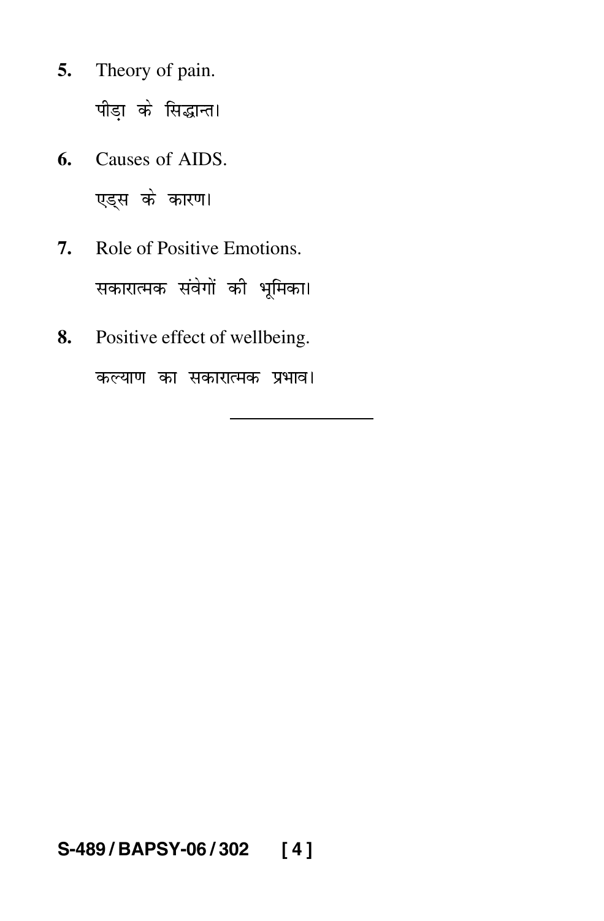5. Theory of pain.

   पीड़ा के सिद्धान्त।

6. Causes of AIDS.

   एड्स के कारण।

7. Role of Positive Emotions.

   सकारात्मक संवेगों की भूमिका।

8. Positive effect of wellbeing.

   कल्याण का सकारात्मक प्रभाव।

---